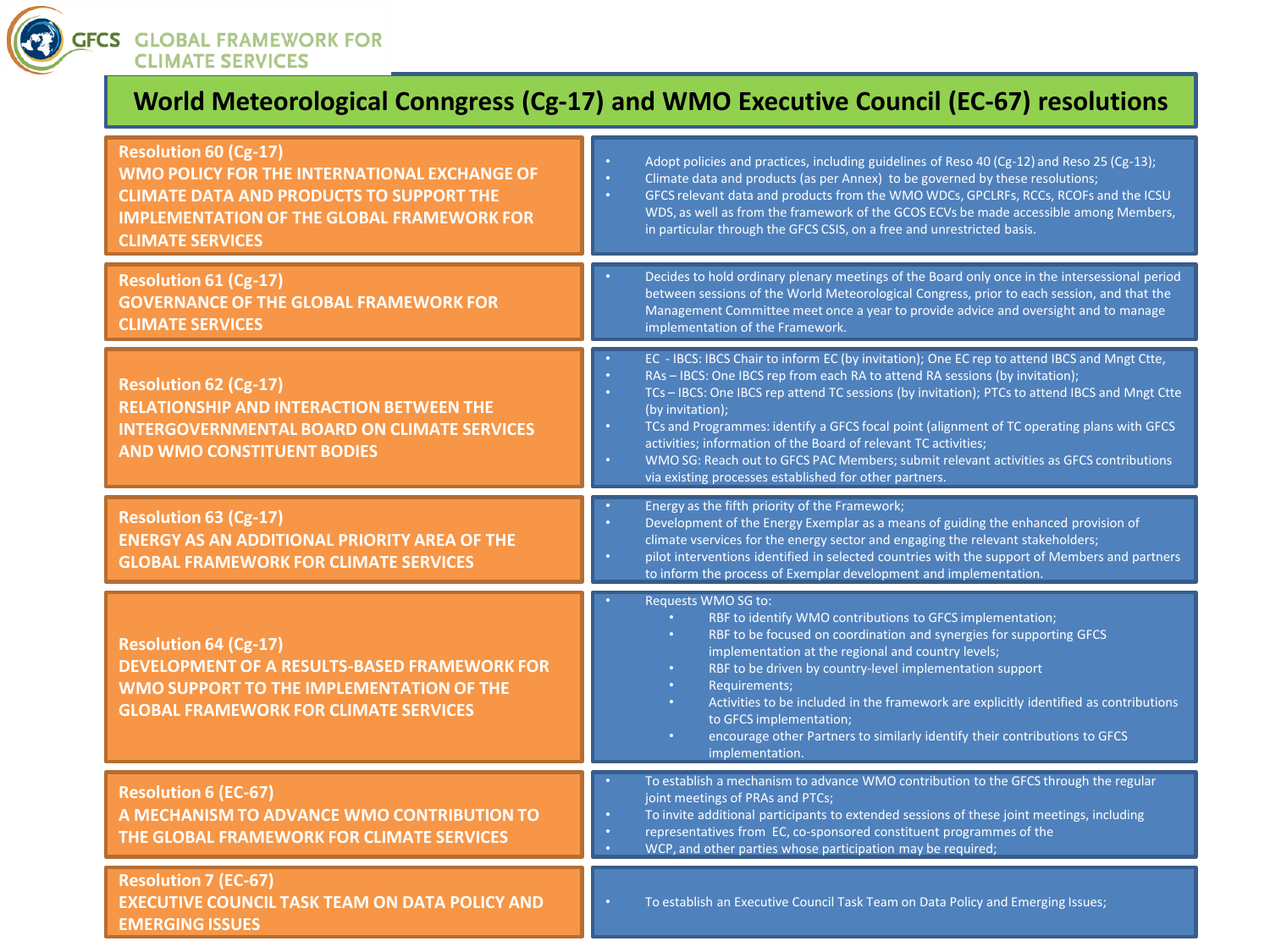# World Meteorological Conngress (Cg-17) and WMO Executive Council (EC-67) resolutions

| Resolution | Summary |
| --- | --- |
| **Resolution 60 (Cg-17)**<br>**WMO POLICY FOR THE INTERNATIONAL EXCHANGE OF CLIMATE DATA AND PRODUCTS TO SUPPORT THE IMPLEMENTATION OF THE GLOBAL FRAMEWORK FOR CLIMATE SERVICES** | • Adopt policies and practices, including guidelines of Reso 40 (Cg-12) and Reso 25 (Cg-13);<br>• Climate data and products (as per Annex) to be governed by these resolutions;<br>• GFCS relevant data and products from the WMO WDCs, GPCLRFs, RCCs, RCOFs and the ICSU WDS, as well as from the framework of the GCOS ECVs be made accessible among Members, in particular through the GFCS CSIS, on a free and unrestricted basis. |
| **Resolution 61 (Cg-17)**<br>**GOVERNANCE OF THE GLOBAL FRAMEWORK FOR CLIMATE SERVICES** | • Decides to hold ordinary plenary meetings of the Board only once in the intersessional period between sessions of the World Meteorological Congress, prior to each session, and that the Management Committee meet once a year to provide advice and oversight and to manage implementation of the Framework. |
| **Resolution 62 (Cg-17)**<br>**RELATIONSHIP AND INTERACTION BETWEEN THE INTERGOVERNMENTAL BOARD ON CLIMATE SERVICES AND WMO CONSTITUENT BODIES** | • EC - IBCS: IBCS Chair to inform EC (by invitation); One EC rep to attend IBCS and Mngt Ctte,<br>• RAs – IBCS: One IBCS rep from each RA to attend RA sessions (by invitation);<br>• TCs – IBCS: One IBCS rep attend TC sessions (by invitation); PTCs to attend IBCS and Mngt Ctte (by invitation);<br>• TCs and Programmes: identify a GFCS focal point (alignment of TC operating plans with GFCS activities; information of the Board of relevant TC activities;<br>• WMO SG: Reach out to GFCS PAC Members; submit relevant activities as GFCS contributions via existing processes established for other partners. |
| **Resolution 63 (Cg-17)**<br>**ENERGY AS AN ADDITIONAL PRIORITY AREA OF THE GLOBAL FRAMEWORK FOR CLIMATE SERVICES** | • Energy as the fifth priority of the Framework;<br>• Development of the Energy Exemplar as a means of guiding the enhanced provision of climate vservices for the energy sector and engaging the relevant stakeholders;<br>• pilot interventions identified in selected countries with the support of Members and partners to inform the process of Exemplar development and implementation. |
| **Resolution 64 (Cg-17)**<br>**DEVELOPMENT OF A RESULTS-BASED FRAMEWORK FOR WMO SUPPORT TO THE IMPLEMENTATION OF THE GLOBAL FRAMEWORK FOR CLIMATE SERVICES** | • Requests WMO SG to:<br>&nbsp;&nbsp;&nbsp;&nbsp;• RBF to identify WMO contributions to GFCS implementation;<br>&nbsp;&nbsp;&nbsp;&nbsp;• RBF to be focused on coordination and synergies for supporting GFCS implementation at the regional and country levels;<br>&nbsp;&nbsp;&nbsp;&nbsp;• RBF to be driven by country-level implementation support<br>&nbsp;&nbsp;&nbsp;&nbsp;• Requirements;<br>&nbsp;&nbsp;&nbsp;&nbsp;• Activities to be included in the framework are explicitly identified as contributions to GFCS implementation;<br>&nbsp;&nbsp;&nbsp;&nbsp;• encourage other Partners to similarly identify their contributions to GFCS implementation. |
| **Resolution 6 (EC-67)**<br>**A MECHANISM TO ADVANCE WMO CONTRIBUTION TO THE GLOBAL FRAMEWORK FOR CLIMATE SERVICES** | • To establish a mechanism to advance WMO contribution to the GFCS through the regular joint meetings of PRAs and PTCs;<br>• To invite additional participants to extended sessions of these joint meetings, including<br>• representatives from EC, co-sponsored constituent programmes of the<br>• WCP, and other parties whose participation may be required; |
| **Resolution 7 (EC-67)**<br>**EXECUTIVE COUNCIL TASK TEAM ON DATA POLICY AND EMERGING ISSUES** | • To establish an Executive Council Task Team on Data Policy and Emerging Issues; |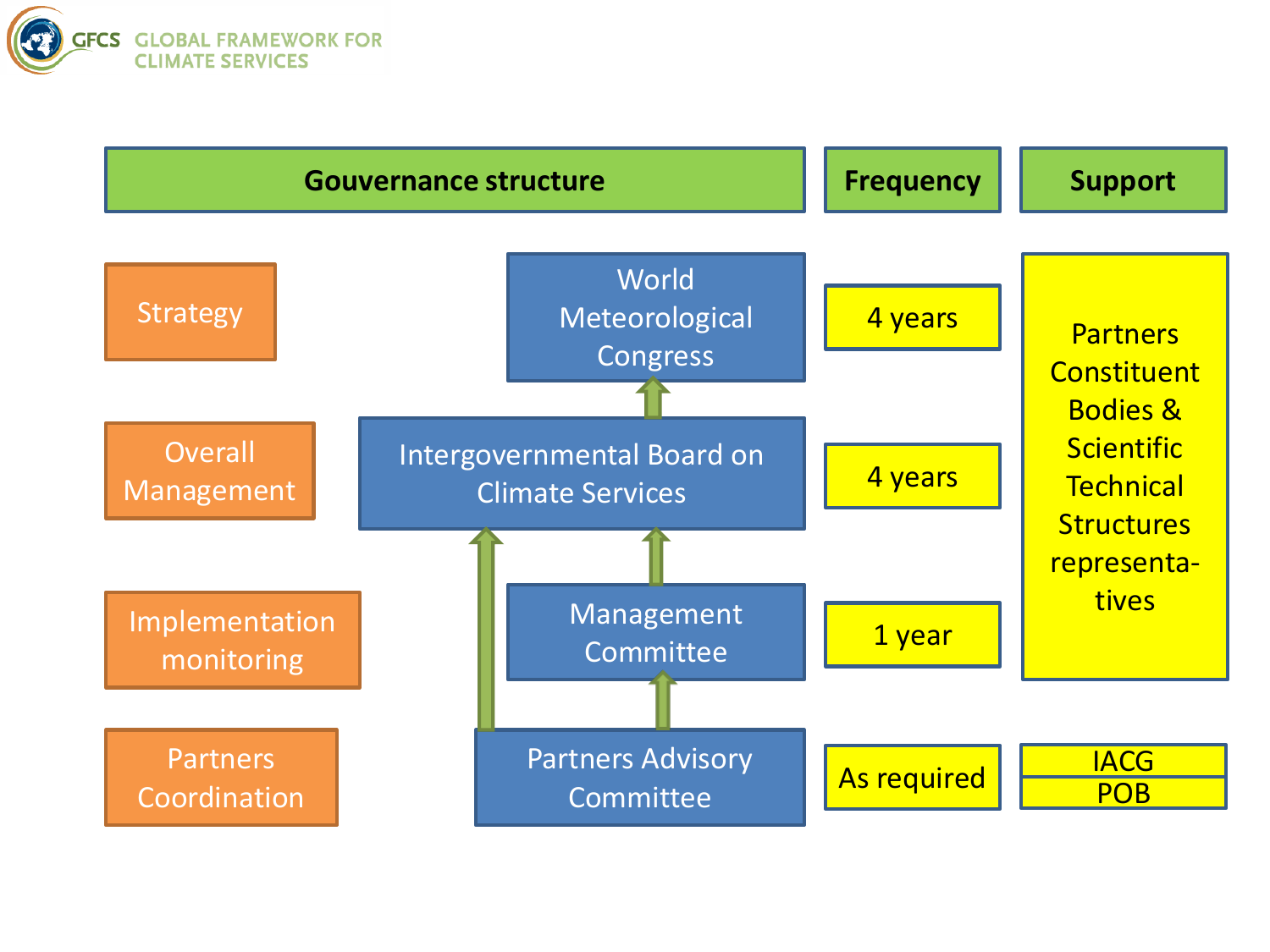GFCS GLOBAL FRAMEWORK FOR CLIMATE SERVICES

| Gouvernance structure | | Frequency | Support |
|---|---|---|---|
| Strategy | World Meteorological Congress | 4 years | Partners Constituent Bodies & Scientific Technical Structures representa-tives |
| Overall Management | Intergovernmental Board on Climate Services | 4 years | |
| Implementation monitoring | Management Committee | 1 year | |
| Partners Coordination | Partners Advisory Committee | As required | IACG<br>POB |